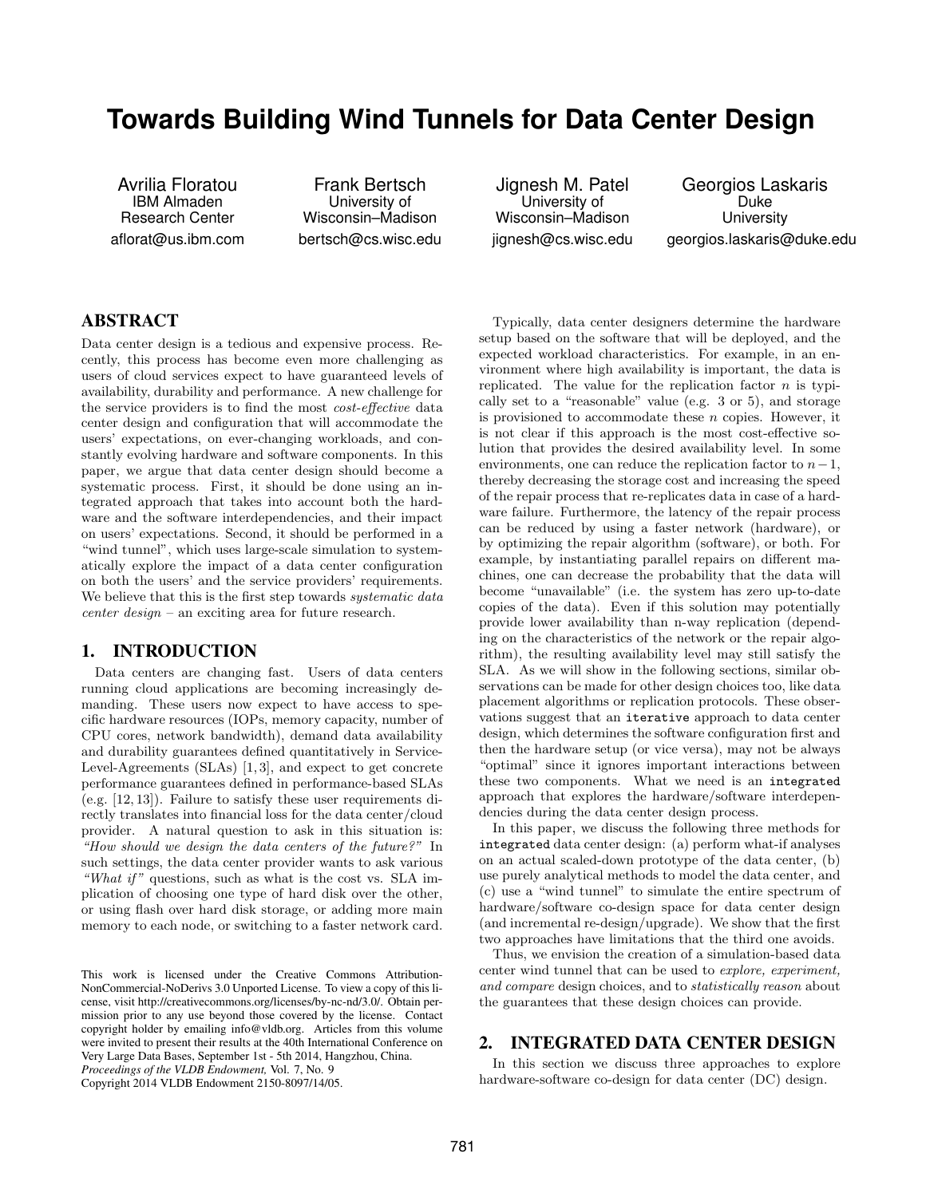# Towards Building Wind Tunnels for Data Center Design

Avrilia Floratou
IBM Almaden Research Center
aflorat@us.ibm.com

Frank Bertsch
University of Wisconsin–Madison
bertsch@cs.wisc.edu

Jignesh M. Patel
University of Wisconsin–Madison
jignesh@cs.wisc.edu

Georgios Laskaris
Duke University
georgios.laskaris@duke.edu

## ABSTRACT

Data center design is a tedious and expensive process. Recently, this process has become even more challenging as users of cloud services expect to have guaranteed levels of availability, durability and performance. A new challenge for the service providers is to find the most *cost-effective* data center design and configuration that will accommodate the users' expectations, on ever-changing workloads, and constantly evolving hardware and software components. In this paper, we argue that data center design should become a systematic process. First, it should be done using an integrated approach that takes into account both the hardware and the software interdependencies, and their impact on users' expectations. Second, it should be performed in a "wind tunnel", which uses large-scale simulation to systematically explore the impact of a data center configuration on both the users' and the service providers' requirements. We believe that this is the first step towards *systematic data center design* – an exciting area for future research.

## 1. INTRODUCTION

Data centers are changing fast. Users of data centers running cloud applications are becoming increasingly demanding. These users now expect to have access to specific hardware resources (IOPs, memory capacity, number of CPU cores, network bandwidth), demand data availability and durability guarantees defined quantitatively in Service-Level-Agreements (SLAs) [1, 3], and expect to get concrete performance guarantees defined in performance-based SLAs (e.g. [12, 13]). Failure to satisfy these user requirements directly translates into financial loss for the data center/cloud provider. A natural question to ask in this situation is: *"How should we design the data centers of the future?"* In such settings, the data center provider wants to ask various *"What if"* questions, such as what is the cost vs. SLA implication of choosing one type of hard disk over the other, or using flash over hard disk storage, or adding more main memory to each node, or switching to a faster network card.

This work is licensed under the Creative Commons Attribution-NonCommercial-NoDerivs 3.0 Unported License. To view a copy of this license, visit http://creativecommons.org/licenses/by-nc-nd/3.0/. Obtain permission prior to any use beyond those covered by the license. Contact copyright holder by emailing info@vldb.org. Articles from this volume were invited to present their results at the 40th International Conference on Very Large Data Bases, September 1st - 5th 2014, Hangzhou, China.
*Proceedings of the VLDB Endowment,* Vol. 7, No. 9
Copyright 2014 VLDB Endowment 2150-8097/14/05.

Typically, data center designers determine the hardware setup based on the software that will be deployed, and the expected workload characteristics. For example, in an environment where high availability is important, the data is replicated. The value for the replication factor $n$ is typically set to a "reasonable" value (e.g. 3 or 5), and storage is provisioned to accommodate these $n$ copies. However, it is not clear if this approach is the most cost-effective solution that provides the desired availability level. In some environments, one can reduce the replication factor to $n-1$, thereby decreasing the storage cost and increasing the speed of the repair process that re-replicates data in case of a hardware failure. Furthermore, the latency of the repair process can be reduced by using a faster network (hardware), or by optimizing the repair algorithm (software), or both. For example, by instantiating parallel repairs on different machines, one can decrease the probability that the data will become "unavailable" (i.e. the system has zero up-to-date copies of the data). Even if this solution may potentially provide lower availability than n-way replication (depending on the characteristics of the network or the repair algorithm), the resulting availability level may still satisfy the SLA. As we will show in the following sections, similar observations can be made for other design choices too, like data placement algorithms or replication protocols. These observations suggest that an `iterative` approach to data center design, which determines the software configuration first and then the hardware setup (or vice versa), may not be always "optimal" since it ignores important interactions between these two components. What we need is an `integrated` approach that explores the hardware/software interdependencies during the data center design process.

In this paper, we discuss the following three methods for `integrated` data center design: (a) perform what-if analyses on an actual scaled-down prototype of the data center, (b) use purely analytical methods to model the data center, and (c) use a "wind tunnel" to simulate the entire spectrum of hardware/software co-design space for data center design (and incremental re-design/upgrade). We show that the first two approaches have limitations that the third one avoids.

Thus, we envision the creation of a simulation-based data center wind tunnel that can be used to *explore, experiment, and compare* design choices, and to *statistically reason* about the guarantees that these design choices can provide.

## 2. INTEGRATED DATA CENTER DESIGN

In this section we discuss three approaches to explore hardware-software co-design for data center (DC) design.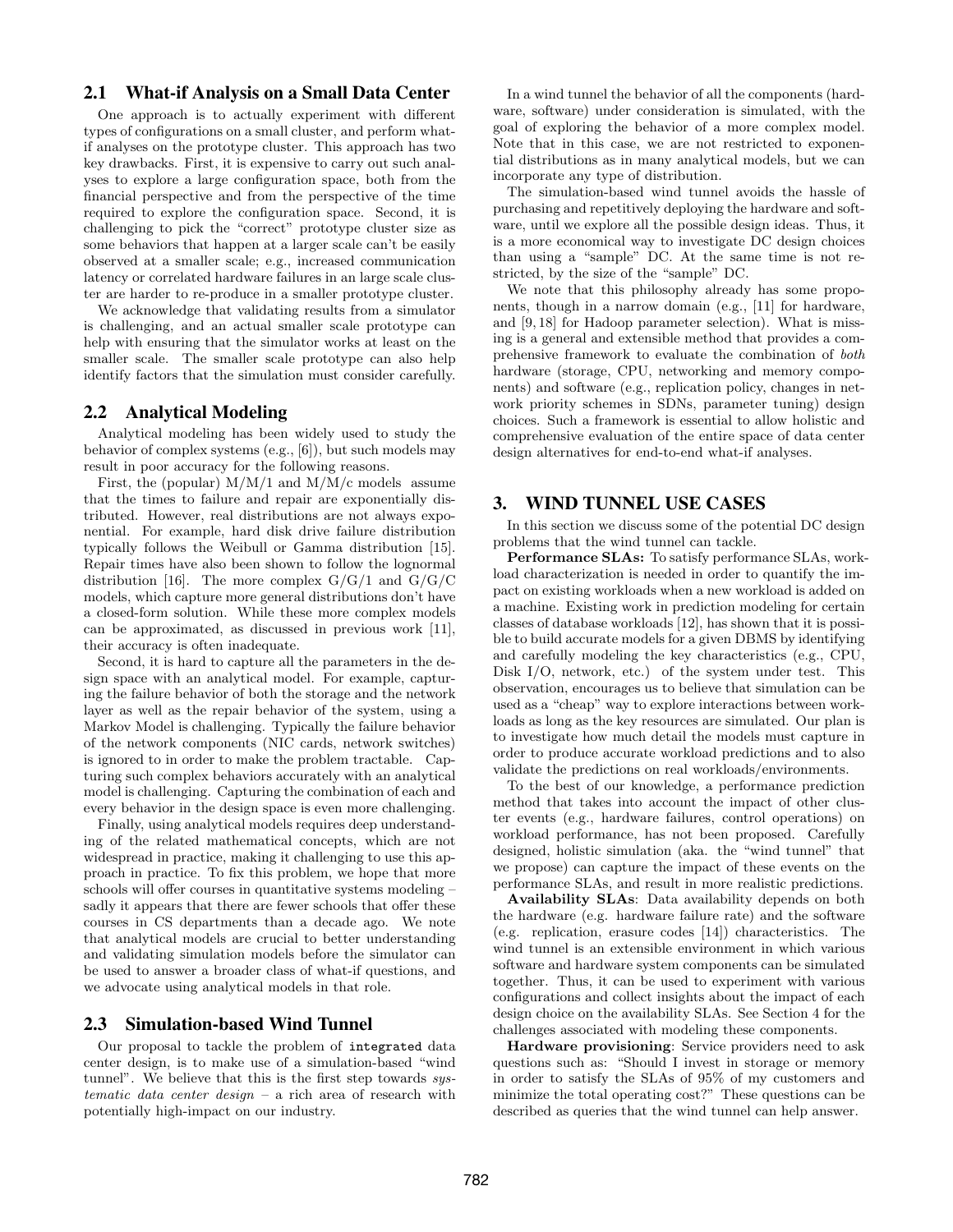## 2.1 What-if Analysis on a Small Data Center

One approach is to actually experiment with different types of configurations on a small cluster, and perform what-if analyses on the prototype cluster. This approach has two key drawbacks. First, it is expensive to carry out such analyses to explore a large configuration space, both from the financial perspective and from the perspective of the time required to explore the configuration space. Second, it is challenging to pick the "correct" prototype cluster size as some behaviors that happen at a larger scale can't be easily observed at a smaller scale; e.g., increased communication latency or correlated hardware failures in an large scale cluster are harder to re-produce in a smaller prototype cluster.

We acknowledge that validating results from a simulator is challenging, and an actual smaller scale prototype can help with ensuring that the simulator works at least on the smaller scale. The smaller scale prototype can also help identify factors that the simulation must consider carefully.

## 2.2 Analytical Modeling

Analytical modeling has been widely used to study the behavior of complex systems (e.g., [6]), but such models may result in poor accuracy for the following reasons.

First, the (popular) M/M/1 and M/M/c models assume that the times to failure and repair are exponentially distributed. However, real distributions are not always exponential. For example, hard disk drive failure distribution typically follows the Weibull or Gamma distribution [15]. Repair times have also been shown to follow the lognormal distribution [16]. The more complex G/G/1 and G/G/C models, which capture more general distributions don't have a closed-form solution. While these more complex models can be approximated, as discussed in previous work [11], their accuracy is often inadequate.

Second, it is hard to capture all the parameters in the design space with an analytical model. For example, capturing the failure behavior of both the storage and the network layer as well as the repair behavior of the system, using a Markov Model is challenging. Typically the failure behavior of the network components (NIC cards, network switches) is ignored to in order to make the problem tractable. Capturing such complex behaviors accurately with an analytical model is challenging. Capturing the combination of each and every behavior in the design space is even more challenging.

Finally, using analytical models requires deep understanding of the related mathematical concepts, which are not widespread in practice, making it challenging to use this approach in practice. To fix this problem, we hope that more schools will offer courses in quantitative systems modeling – sadly it appears that there are fewer schools that offer these courses in CS departments than a decade ago. We note that analytical models are crucial to better understanding and validating simulation models before the simulator can be used to answer a broader class of what-if questions, and we advocate using analytical models in that role.

## 2.3 Simulation-based Wind Tunnel

Our proposal to tackle the problem of `integrated` data center design, is to make use of a simulation-based "wind tunnel". We believe that this is the first step towards *systematic data center design* – a rich area of research with potentially high-impact on our industry.

In a wind tunnel the behavior of all the components (hardware, software) under consideration is simulated, with the goal of exploring the behavior of a more complex model. Note that in this case, we are not restricted to exponential distributions as in many analytical models, but we can incorporate any type of distribution.

The simulation-based wind tunnel avoids the hassle of purchasing and repetitively deploying the hardware and software, until we explore all the possible design ideas. Thus, it is a more economical way to investigate DC design choices than using a "sample" DC. At the same time is not restricted, by the size of the "sample" DC.

We note that this philosophy already has some proponents, though in a narrow domain (e.g., [11] for hardware, and [9, 18] for Hadoop parameter selection). What is missing is a general and extensible method that provides a comprehensive framework to evaluate the combination of *both* hardware (storage, CPU, networking and memory components) and software (e.g., replication policy, changes in network priority schemes in SDNs, parameter tuning) design choices. Such a framework is essential to allow holistic and comprehensive evaluation of the entire space of data center design alternatives for end-to-end what-if analyses.

# 3. WIND TUNNEL USE CASES

In this section we discuss some of the potential DC design problems that the wind tunnel can tackle.

**Performance SLAs:** To satisfy performance SLAs, workload characterization is needed in order to quantify the impact on existing workloads when a new workload is added on a machine. Existing work in prediction modeling for certain classes of database workloads [12], has shown that it is possible to build accurate models for a given DBMS by identifying and carefully modeling the key characteristics (e.g., CPU, Disk I/O, network, etc.) of the system under test. This observation, encourages us to believe that simulation can be used as a "cheap" way to explore interactions between workloads as long as the key resources are simulated. Our plan is to investigate how much detail the models must capture in order to produce accurate workload predictions and to also validate the predictions on real workloads/environments.

To the best of our knowledge, a performance prediction method that takes into account the impact of other cluster events (e.g., hardware failures, control operations) on workload performance, has not been proposed. Carefully designed, holistic simulation (aka. the "wind tunnel" that we propose) can capture the impact of these events on the performance SLAs, and result in more realistic predictions.

**Availability SLAs**: Data availability depends on both the hardware (e.g. hardware failure rate) and the software (e.g. replication, erasure codes [14]) characteristics. The wind tunnel is an extensible environment in which various software and hardware system components can be simulated together. Thus, it can be used to experiment with various configurations and collect insights about the impact of each design choice on the availability SLAs. See Section 4 for the challenges associated with modeling these components.

**Hardware provisioning**: Service providers need to ask questions such as: "Should I invest in storage or memory in order to satisfy the SLAs of 95% of my customers and minimize the total operating cost?" These questions can be described as queries that the wind tunnel can help answer.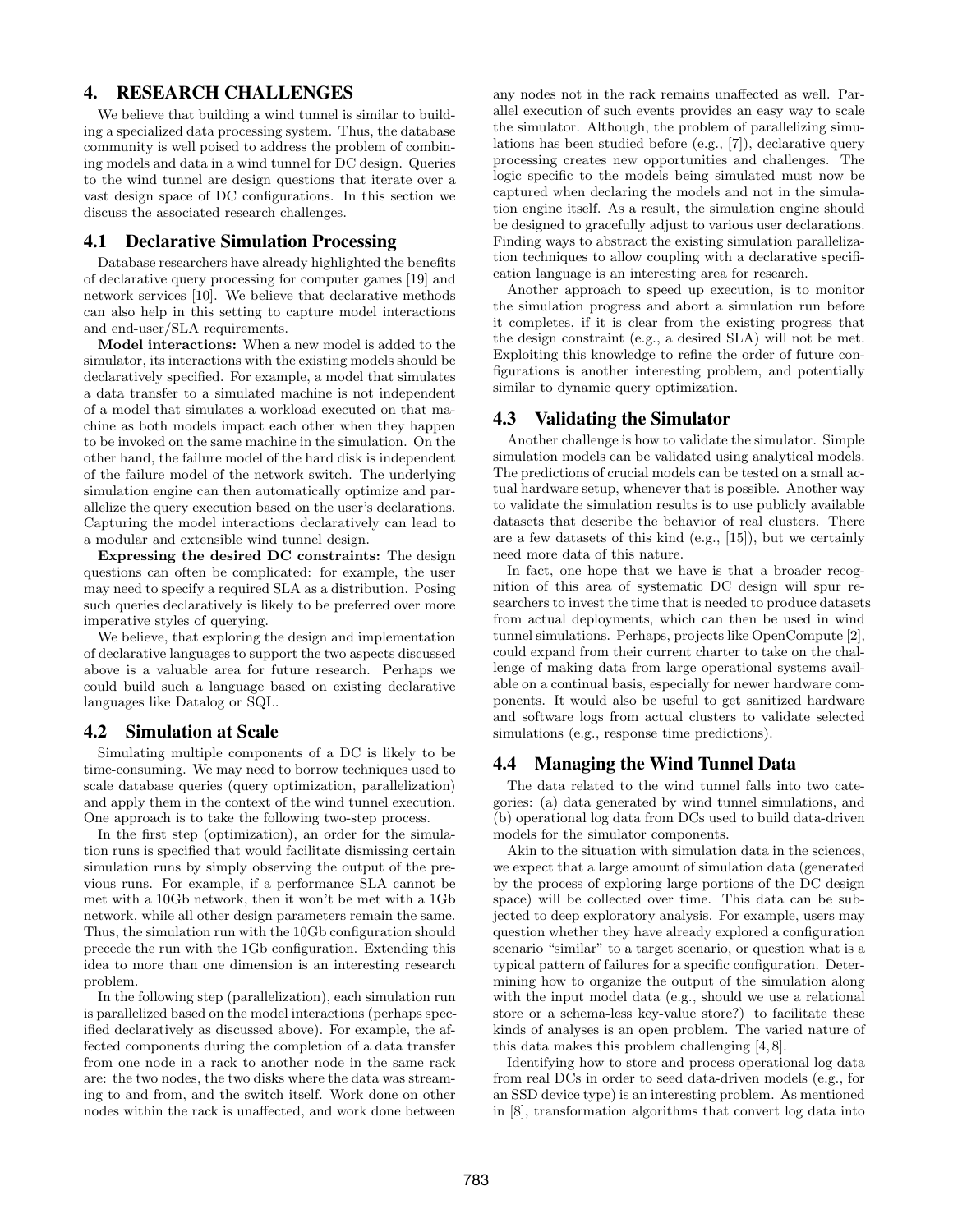## 4. RESEARCH CHALLENGES

We believe that building a wind tunnel is similar to building a specialized data processing system. Thus, the database community is well poised to address the problem of combining models and data in a wind tunnel for DC design. Queries to the wind tunnel are design questions that iterate over a vast design space of DC configurations. In this section we discuss the associated research challenges.

### 4.1 Declarative Simulation Processing

Database researchers have already highlighted the benefits of declarative query processing for computer games [19] and network services [10]. We believe that declarative methods can also help in this setting to capture model interactions and end-user/SLA requirements.

**Model interactions:** When a new model is added to the simulator, its interactions with the existing models should be declaratively specified. For example, a model that simulates a data transfer to a simulated machine is not independent of a model that simulates a workload executed on that machine as both models impact each other when they happen to be invoked on the same machine in the simulation. On the other hand, the failure model of the hard disk is independent of the failure model of the network switch. The underlying simulation engine can then automatically optimize and parallelize the query execution based on the user's declarations. Capturing the model interactions declaratively can lead to a modular and extensible wind tunnel design.

**Expressing the desired DC constraints:** The design questions can often be complicated: for example, the user may need to specify a required SLA as a distribution. Posing such queries declaratively is likely to be preferred over more imperative styles of querying.

We believe, that exploring the design and implementation of declarative languages to support the two aspects discussed above is a valuable area for future research. Perhaps we could build such a language based on existing declarative languages like Datalog or SQL.

### 4.2 Simulation at Scale

Simulating multiple components of a DC is likely to be time-consuming. We may need to borrow techniques used to scale database queries (query optimization, parallelization) and apply them in the context of the wind tunnel execution. One approach is to take the following two-step process.

In the first step (optimization), an order for the simulation runs is specified that would facilitate dismissing certain simulation runs by simply observing the output of the previous runs. For example, if a performance SLA cannot be met with a 10Gb network, then it won't be met with a 1Gb network, while all other design parameters remain the same. Thus, the simulation run with the 10Gb configuration should precede the run with the 1Gb configuration. Extending this idea to more than one dimension is an interesting research problem.

In the following step (parallelization), each simulation run is parallelized based on the model interactions (perhaps specified declaratively as discussed above). For example, the affected components during the completion of a data transfer from one node in a rack to another node in the same rack are: the two nodes, the two disks where the data was streaming to and from, and the switch itself. Work done on other nodes within the rack is unaffected, and work done between any nodes not in the rack remains unaffected as well. Parallel execution of such events provides an easy way to scale the simulator. Although, the problem of parallelizing simulations has been studied before (e.g., [7]), declarative query processing creates new opportunities and challenges. The logic specific to the models being simulated must now be captured when declaring the models and not in the simulation engine itself. As a result, the simulation engine should be designed to gracefully adjust to various user declarations. Finding ways to abstract the existing simulation parallelization techniques to allow coupling with a declarative specification language is an interesting area for research.

Another approach to speed up execution, is to monitor the simulation progress and abort a simulation run before it completes, if it is clear from the existing progress that the design constraint (e.g., a desired SLA) will not be met. Exploiting this knowledge to refine the order of future configurations is another interesting problem, and potentially similar to dynamic query optimization.

### 4.3 Validating the Simulator

Another challenge is how to validate the simulator. Simple simulation models can be validated using analytical models. The predictions of crucial models can be tested on a small actual hardware setup, whenever that is possible. Another way to validate the simulation results is to use publicly available datasets that describe the behavior of real clusters. There are a few datasets of this kind (e.g., [15]), but we certainly need more data of this nature.

In fact, one hope that we have is that a broader recognition of this area of systematic DC design will spur researchers to invest the time that is needed to produce datasets from actual deployments, which can then be used in wind tunnel simulations. Perhaps, projects like OpenCompute [2], could expand from their current charter to take on the challenge of making data from large operational systems available on a continual basis, especially for newer hardware components. It would also be useful to get sanitized hardware and software logs from actual clusters to validate selected simulations (e.g., response time predictions).

### 4.4 Managing the Wind Tunnel Data

The data related to the wind tunnel falls into two categories: (a) data generated by wind tunnel simulations, and (b) operational log data from DCs used to build data-driven models for the simulator components.

Akin to the situation with simulation data in the sciences, we expect that a large amount of simulation data (generated by the process of exploring large portions of the DC design space) will be collected over time. This data can be subjected to deep exploratory analysis. For example, users may question whether they have already explored a configuration scenario "similar" to a target scenario, or question what is a typical pattern of failures for a specific configuration. Determining how to organize the output of the simulation along with the input model data (e.g., should we use a relational store or a schema-less key-value store?) to facilitate these kinds of analyses is an open problem. The varied nature of this data makes this problem challenging [4,8].

Identifying how to store and process operational log data from real DCs in order to seed data-driven models (e.g., for an SSD device type) is an interesting problem. As mentioned in [8], transformation algorithms that convert log data into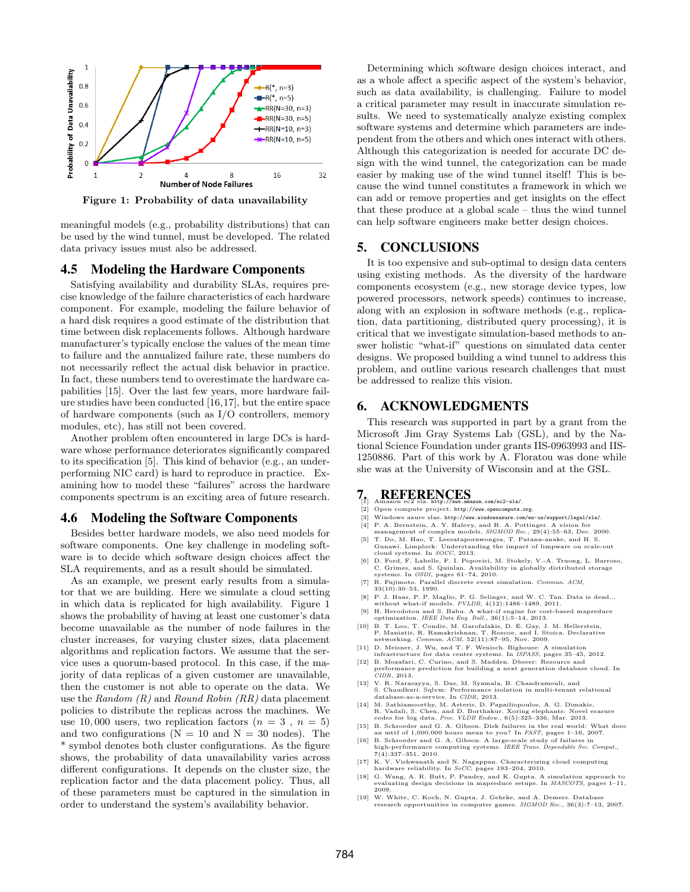Probability of Data Unavailability

1
0.8
0.6
0.4
0.2
0

1 2 4 8 16 32

Number of Node Failures

R(*, n=3)
R(*, n=5)
RR(N=30, n=3)
RR(N=30, n=5)
RR(N=10, n=3)
RR(N=10, n=5)

**Figure 1: Probability of data unavailability**

meaningful models (e.g., probability distributions) that can be used by the wind tunnel, must be developed. The related data privacy issues must also be addressed.

## 4.5 Modeling the Hardware Components

Satisfying availability and durability SLAs, requires precise knowledge of the failure characteristics of each hardware component. For example, modeling the failure behavior of a hard disk requires a good estimate of the distribution that time between disk replacements follows. Although hardware manufacturer's typically enclose the values of the mean time to failure and the annualized failure rate, these numbers do not necessarily reflect the actual disk behavior in practice. In fact, these numbers tend to overestimate the hardware capabilities [15]. Over the last few years, more hardware failure studies have been conducted [16,17], but the entire space of hardware components (such as I/O controllers, memory modules, etc), has still not been covered.

Another problem often encountered in large DCs is hardware whose performance deteriorates significantly compared to its specification [5]. This kind of behavior (e.g., an underperforming NIC card) is hard to reproduce in practice. Examining how to model these "failures" across the hardware components spectrum is an exciting area of future research.

## 4.6 Modeling the Software Components

Besides better hardware models, we also need models for software components. One key challenge in modeling software is to decide which software design choices affect the SLA requirements, and as a result should be simulated.

As an example, we present early results from a simulator that we are building. Here we simulate a cloud setting in which data is replicated for high availability. Figure 1 shows the probability of having at least one customer's data become unavailable as the number of node failures in the cluster increases, for varying cluster sizes, data placement algorithms and replication factors. We assume that the service uses a quorum-based protocol. In this case, if the majority of data replicas of a given customer are unavailable, then the customer is not able to operate on the data. We use the *Random (R)* and *Round Robin (RR)* data placement policies to distribute the replicas across the machines. We use 10,000 users, two replication factors ($n = 3$ , $n = 5$) and two configurations (N = 10 and N = 30 nodes). The * symbol denotes both cluster configurations. As the figure shows, the probability of data unavailability varies across different configurations. It depends on the cluster size, the replication factor and the data placement policy. Thus, all of these parameters must be captured in the simulation in order to understand the system's availability behavior.

Determining which software design choices interact, and as a whole affect a specific aspect of the system's behavior, such as data availability, is challenging. Failure to model a critical parameter may result in inaccurate simulation results. We need to systematically analyze existing complex software systems and determine which parameters are independent from the others and which ones interact with others. Although this categorization is needed for accurate DC design with the wind tunnel, the categorization can be made easier by making use of the wind tunnel itself! This is because the wind tunnel constitutes a framework in which we can add or remove properties and get insights on the effect that these produce at a global scale – thus the wind tunnel can help software engineers make better design choices.

# 5. CONCLUSIONS

It is too expensive and sub-optimal to design data centers using existing methods. As the diversity of the hardware components ecosystem (e.g., new storage device types, low powered processors, network speeds) continues to increase, along with an explosion in software methods (e.g., replication, data partitioning, distributed query processing), it is critical that we investigate simulation-based methods to answer holistic "what-if" questions on simulated data center designs. We proposed building a wind tunnel to address this problem, and outline various research challenges that must be addressed to realize this vision.

# 6. ACKNOWLEDGMENTS

This research was supported in part by a grant from the Microsoft Jim Gray Systems Lab (GSL), and by the National Science Foundation under grants IIS-0963993 and IIS-1250886. Part of this work by A. Floratou was done while she was at the University of Wisconsin and at the GSL.

# 7. REFERENCES

[1] Amazon ec2 sla. http://aws.amazon.com/ec2-sla/.

[2] Open compute project. http://www.opencompute.org.

[3] Windows azure sla. http://www.windowsazure.com/en-us/support/legal/sla/.

[4] P. A. Bernstein, A. Y. Halevy, and R. A. Pottinger. A vision for management of complex models. *SIGMOD Rec.*, 29(4):55–63, Dec. 2000.

[5] T. Do, M. Hao, T. Leesatapornwongsa, T. Patana-anake, and H. S. Gunawi. Limplock: Understanding the impact of limpware on scale-out cloud systems. In *SOCC*, 2013.

[6] D. Ford, F. Labelle, F. I. Popovici, M. Stokely, V.-A. Truong, L. Barroso, C. Grimes, and S. Quinlan. Availability in globally distributed storage systems. In *OSDI*, pages 61–74, 2010.

[7] R. Fujimoto. Parallel discrete event simulation. *Commun. ACM*, 33(10):30–53, 1990.

[8] P. J. Haas, P. P. Maglio, P. G. Selinger, and W. C. Tan. Data is dead... without what-if models. *PVLDB*, 4(12):1486–1489, 2011.

[9] H. Herodotou and S. Babu. A what-if engine for cost-based mapreduce optimization. *IEEE Data Eng. Bull.*, 36(1):5–14, 2013.

[10] B. T. Loo, T. Condie, M. Garofalakis, D. E. Gay, J. M. Hellerstein, P. Maniatis, R. Ramakrishnan, T. Roscoe, and I. Stoica. Declarative networking. *Commun. ACM*, 52(11):87–95, Nov. 2009.

[11] D. Meisner, J. Wu, and T. F. Wenisch. Bighouse: A simulation infrastructure for data center systems. In *ISPASS*, pages 35–45, 2012.

[12] B. Mozafari, C. Curino, and S. Madden. Dbseer: Resource and performance prediction for building a next generation database cloud. In *CIDR*, 2013.

[13] V. R. Narasayya, S. Das, M. Syamala, B. Chandramouli, and S. Chaudhuri. Sqlvm: Performance isolation in multi-tenant relational database-as-a-service. In *CIDR*, 2013.

[14] M. Sathiamoorthy, M. Asteris, D. Papailiopoulos, A. G. Dimakis, R. Vadali, S. Chen, and D. Borthakur. Xoring elephants: Novel erasure codes for big data. *Proc. VLDB Endow.*, 6(5):325–336, Mar. 2013.

[15] B. Schroeder and G. A. Gibson. Disk failures in the real world: What does an mttf of 1,000,000 hours mean to you? In *FAST*, pages 1–16, 2007.

[16] B. Schroeder and G. A. Gibson. A large-scale study of failures in high-performance computing systems. *IEEE Trans. Dependable Sec. Comput.*, 7(4):337–351, 2010.

[17] K. V. Vishwanath and N. Nagappan. Characterizing cloud computing hardware reliability. In *SoCC*, pages 193–204, 2010.

[18] G. Wang, A. R. Butt, P. Pandey, and K. Gupta. A simulation approach to evaluating design decisions in mapreduce setups. In *MASCOTS*, pages 1–11, 2009.

[19] W. White, C. Koch, N. Gupta, J. Gehrke, and A. Demers. Database research opportunities in computer games. *SIGMOD Rec.*, 36(3):7–13, 2007.